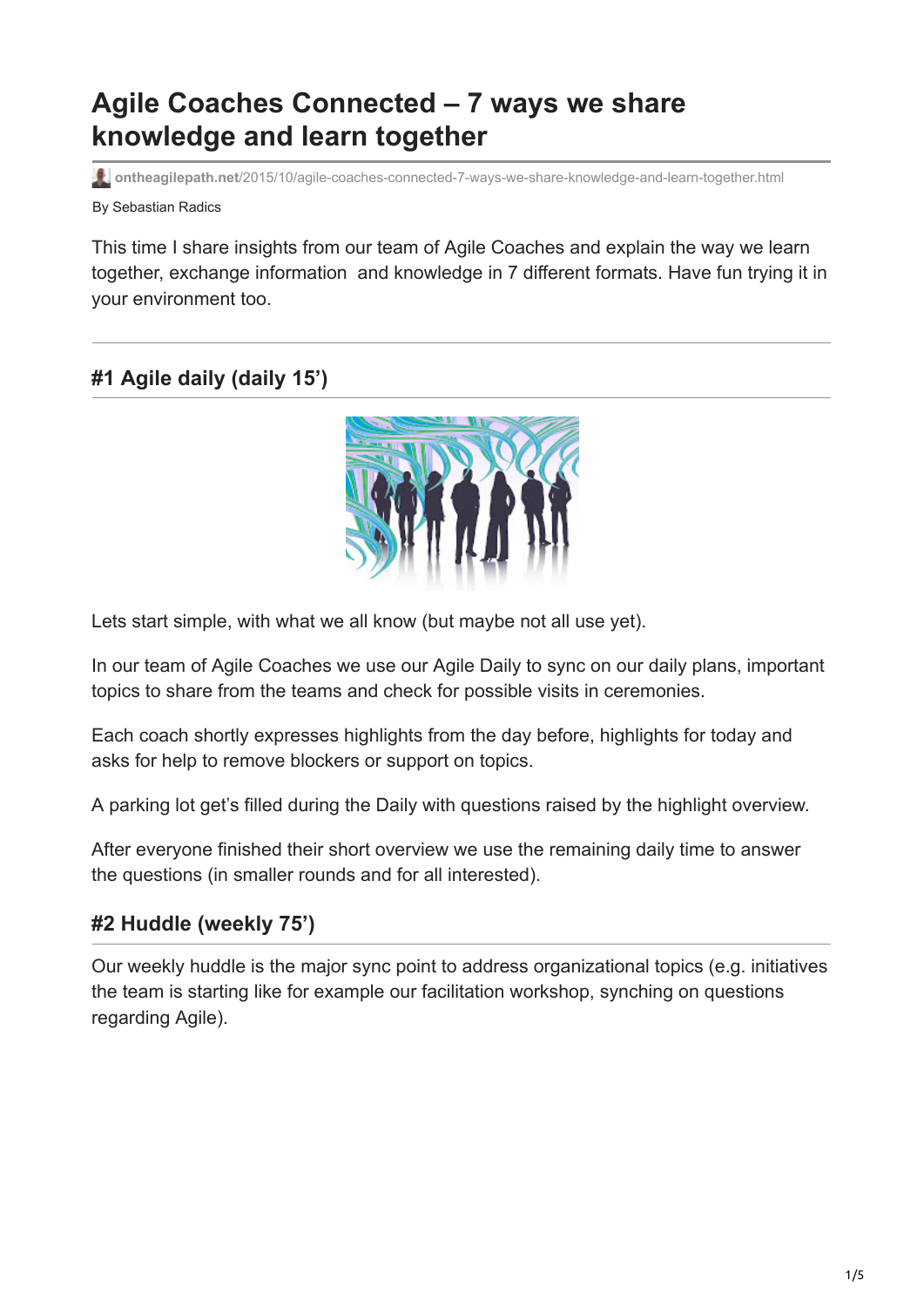# Agile Coaches Connected – 7 ways we share knowledge and learn together

ontheagilepath.net/2015/10/agile-coaches-connected-7-ways-we-share-knowledge-and-learn-together.html

By Sebastian Radics

This time I share insights from our team of Agile Coaches and explain the way we learn together, exchange information  and knowledge in 7 different formats. Have fun trying it in your environment too.

---

## #1 Agile daily (daily 15')

Lets start simple, with what we all know (but maybe not all use yet).

In our team of Agile Coaches we use our Agile Daily to sync on our daily plans, important topics to share from the teams and check for possible visits in ceremonies.

Each coach shortly expresses highlights from the day before, highlights for today and asks for help to remove blockers or support on topics.

A parking lot get's filled during the Daily with questions raised by the highlight overview.

After everyone finished their short overview we use the remaining daily time to answer the questions (in smaller rounds and for all interested).

## #2 Huddle (weekly 75')

Our weekly huddle is the major sync point to address organizational topics (e.g. initiatives the team is starting like for example our facilitation workshop, synching on questions regarding Agile).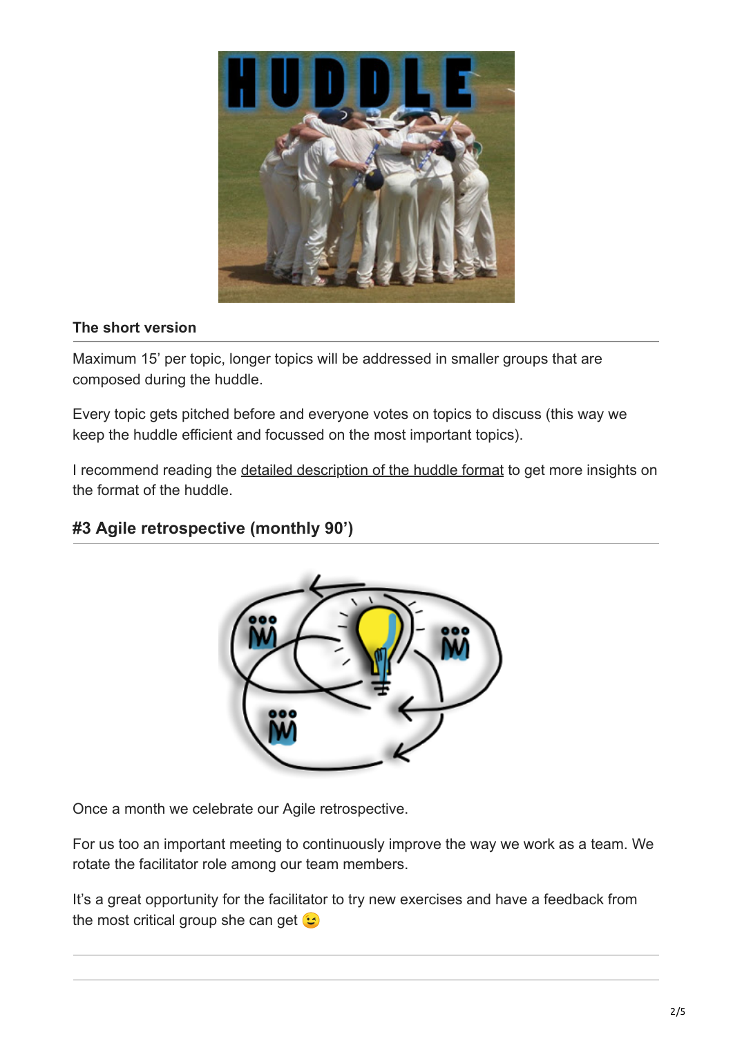**The short version**

Maximum 15' per topic, longer topics will be addressed in smaller groups that are composed during the huddle.

Every topic gets pitched before and everyone votes on topics to discuss (this way we keep the huddle efficient and focussed on the most important topics).

I recommend reading the detailed description of the huddle format to get more insights on the format of the huddle.

## #3 Agile retrospective (monthly 90')

Once a month we celebrate our Agile retrospective.

For us too an important meeting to continuously improve the way we work as a team. We rotate the facilitator role among our team members.

It's a great opportunity for the facilitator to try new exercises and have a feedback from the most critical group she can get 😉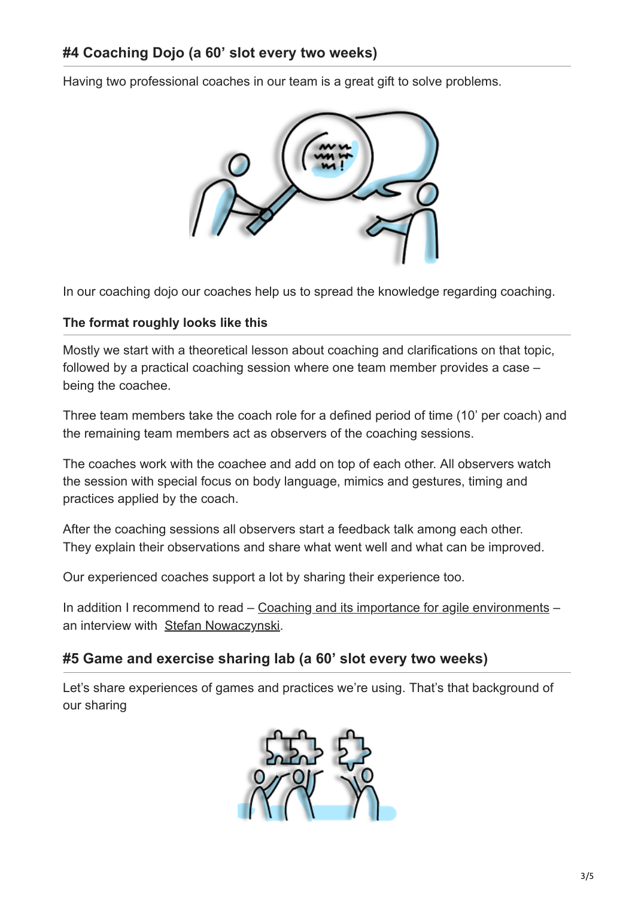### #4 Coaching Dojo (a 60' slot every two weeks)

Having two professional coaches in our team is a great gift to solve problems.

In our coaching dojo our coaches help us to spread the knowledge regarding coaching.

#### The format roughly looks like this

Mostly we start with a theoretical lesson about coaching and clarifications on that topic, followed by a practical coaching session where one team member provides a case – being the coachee.

Three team members take the coach role for a defined period of time (10' per coach) and the remaining team members act as observers of the coaching sessions.

The coaches work with the coachee and add on top of each other. All observers watch the session with special focus on body language, mimics and gestures, timing and practices applied by the coach.

After the coaching sessions all observers start a feedback talk among each other. They explain their observations and share what went well and what can be improved.

Our experienced coaches support a lot by sharing their experience too.

In addition I recommend to read – Coaching and its importance for agile environments – an interview with Stefan Nowaczynski.

### #5 Game and exercise sharing lab (a 60' slot every two weeks)

Let's share experiences of games and practices we're using. That's that background of our sharing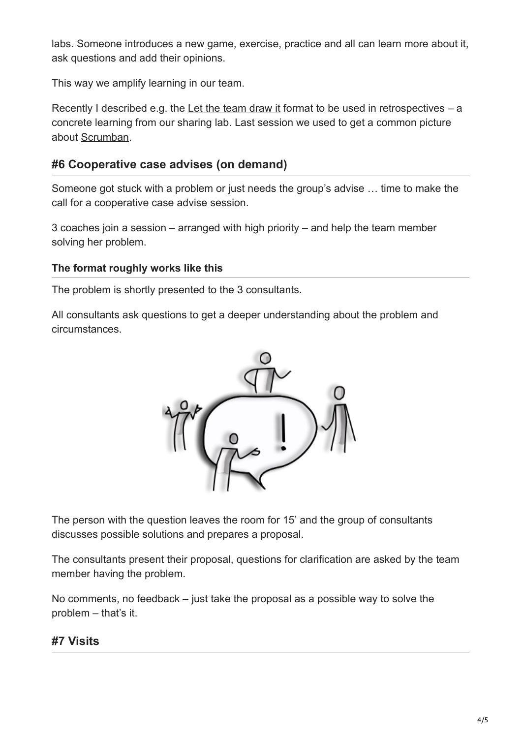labs. Someone introduces a new game, exercise, practice and all can learn more about it, ask questions and add their opinions.

This way we amplify learning in our team.

Recently I described e.g. the Let the team draw it format to be used in retrospectives – a concrete learning from our sharing lab. Last session we used to get a common picture about Scrumban.

## #6 Cooperative case advises (on demand)

Someone got stuck with a problem or just needs the group's advise … time to make the call for a cooperative case advise session.

3 coaches join a session – arranged with high priority – and help the team member solving her problem.

### The format roughly works like this

The problem is shortly presented to the 3 consultants.

All consultants ask questions to get a deeper understanding about the problem and circumstances.

The person with the question leaves the room for 15' and the group of consultants discusses possible solutions and prepares a proposal.

The consultants present their proposal, questions for clarification are asked by the team member having the problem.

No comments, no feedback – just take the proposal as a possible way to solve the problem – that's it.

## #7 Visits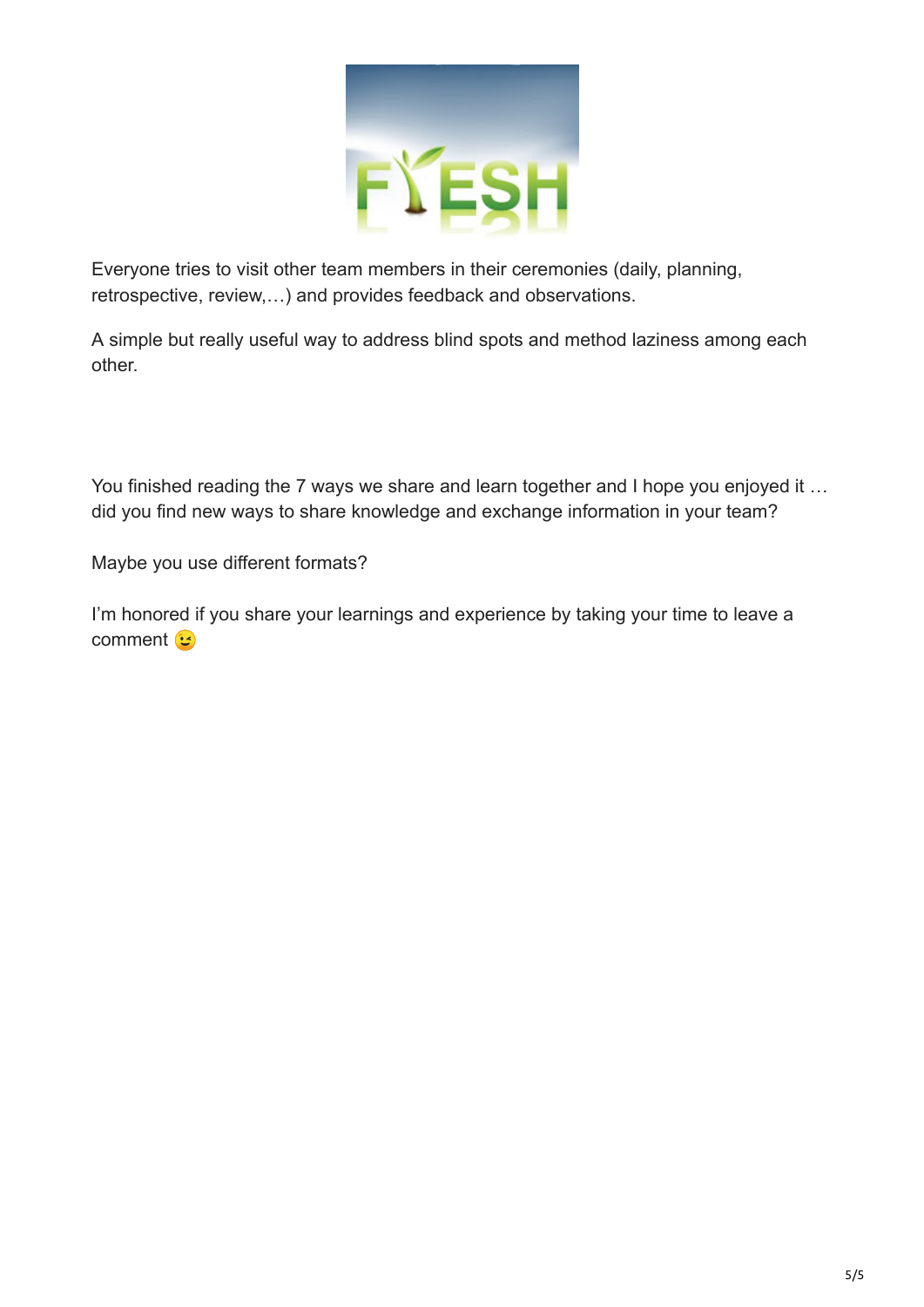Everyone tries to visit other team members in their ceremonies (daily, planning, retrospective, review,…) and provides feedback and observations.

A simple but really useful way to address blind spots and method laziness among each other.

You finished reading the 7 ways we share and learn together and I hope you enjoyed it … did you find new ways to share knowledge and exchange information in your team?

Maybe you use different formats?

I'm honored if you share your learnings and experience by taking your time to leave a comment 😉